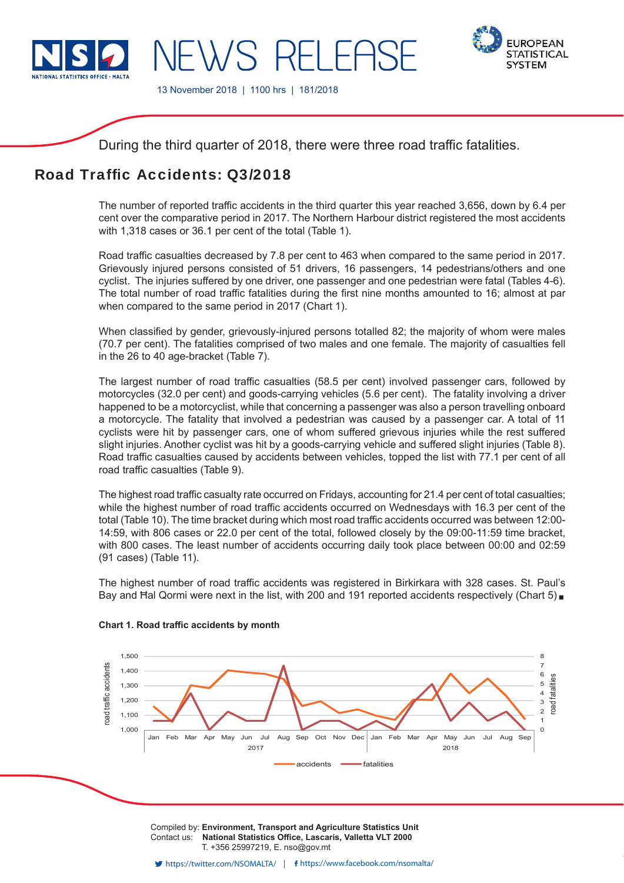NSO NATIONAL STATISTICS OFFICE · MALTA

# NEWS RELEASE

EUROPEAN STATISTICAL SYSTEM

13 November 2018 | 1100 hrs | 181/2018

During the third quarter of 2018, there were three road traffic fatalities.

## Road Traffic Accidents: Q3/2018

The number of reported traffic accidents in the third quarter this year reached 3,656, down by 6.4 per cent over the comparative period in 2017. The Northern Harbour district registered the most accidents with 1,318 cases or 36.1 per cent of the total (Table 1).

Road traffic casualties decreased by 7.8 per cent to 463 when compared to the same period in 2017. Grievously injured persons consisted of 51 drivers, 16 passengers, 14 pedestrians/others and one cyclist. The injuries suffered by one driver, one passenger and one pedestrian were fatal (Tables 4-6). The total number of road traffic fatalities during the first nine months amounted to 16; almost at par when compared to the same period in 2017 (Chart 1).

When classified by gender, grievously-injured persons totalled 82; the majority of whom were males (70.7 per cent). The fatalities comprised of two males and one female. The majority of casualties fell in the 26 to 40 age-bracket (Table 7).

The largest number of road traffic casualties (58.5 per cent) involved passenger cars, followed by motorcycles (32.0 per cent) and goods-carrying vehicles (5.6 per cent). The fatality involving a driver happened to be a motorcyclist, while that concerning a passenger was also a person travelling onboard a motorcycle. The fatality that involved a pedestrian was caused by a passenger car. A total of 11 cyclists were hit by passenger cars, one of whom suffered grievous injuries while the rest suffered slight injuries. Another cyclist was hit by a goods-carrying vehicle and suffered slight injuries (Table 8). Road traffic casualties caused by accidents between vehicles, topped the list with 77.1 per cent of all road traffic casualties (Table 9).

The highest road traffic casualty rate occurred on Fridays, accounting for 21.4 per cent of total casualties; while the highest number of road traffic accidents occurred on Wednesdays with 16.3 per cent of the total (Table 10). The time bracket during which most road traffic accidents occurred was between 12:00-14:59, with 806 cases or 22.0 per cent of the total, followed closely by the 09:00-11:59 time bracket, with 800 cases. The least number of accidents occurring daily took place between 00:00 and 02:59 (91 cases) (Table 11).

The highest number of road traffic accidents was registered in Birkirkara with 328 cases. St. Paul's Bay and Ħal Qormi were next in the list, with 200 and 191 reported accidents respectively (Chart 5) ■

**Chart 1. Road traffic accidents by month**

Compiled by: **Environment, Transport and Agriculture Statistics Unit**
Contact us: **National Statistics Office, Lascaris, Valletta VLT 2000**
T. +356 25997219, E. nso@gov.mt

https://twitter.com/NSOMALTA/ | https://www.facebook.com/nsomalta/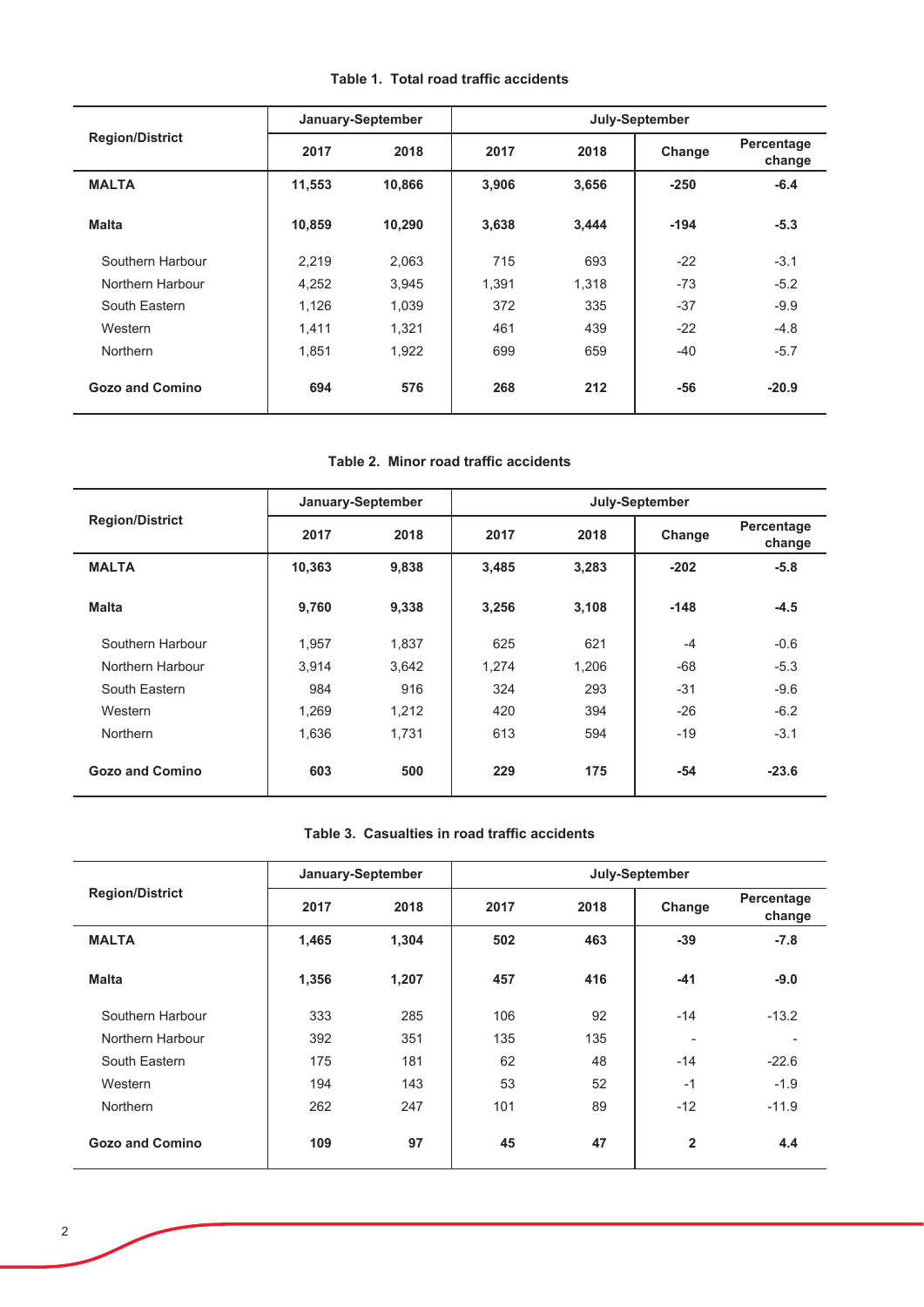**Table 1. Total road traffic accidents**

| Region/District | January-September | | July-September | | | |
|---|---|---|---|---|---|---|
| | 2017 | 2018 | 2017 | 2018 | Change | Percentage change |
| **MALTA** | **11,553** | **10,866** | **3,906** | **3,656** | **-250** | **-6.4** |
| **Malta** | **10,859** | **10,290** | **3,638** | **3,444** | **-194** | **-5.3** |
| Southern Harbour | 2,219 | 2,063 | 715 | 693 | -22 | -3.1 |
| Northern Harbour | 4,252 | 3,945 | 1,391 | 1,318 | -73 | -5.2 |
| South Eastern | 1,126 | 1,039 | 372 | 335 | -37 | -9.9 |
| Western | 1,411 | 1,321 | 461 | 439 | -22 | -4.8 |
| Northern | 1,851 | 1,922 | 699 | 659 | -40 | -5.7 |
| **Gozo and Comino** | **694** | **576** | **268** | **212** | **-56** | **-20.9** |

**Table 2. Minor road traffic accidents**

| Region/District | January-September | | July-September | | | |
|---|---|---|---|---|---|---|
| | 2017 | 2018 | 2017 | 2018 | Change | Percentage change |
| **MALTA** | **10,363** | **9,838** | **3,485** | **3,283** | **-202** | **-5.8** |
| **Malta** | **9,760** | **9,338** | **3,256** | **3,108** | **-148** | **-4.5** |
| Southern Harbour | 1,957 | 1,837 | 625 | 621 | -4 | -0.6 |
| Northern Harbour | 3,914 | 3,642 | 1,274 | 1,206 | -68 | -5.3 |
| South Eastern | 984 | 916 | 324 | 293 | -31 | -9.6 |
| Western | 1,269 | 1,212 | 420 | 394 | -26 | -6.2 |
| Northern | 1,636 | 1,731 | 613 | 594 | -19 | -3.1 |
| **Gozo and Comino** | **603** | **500** | **229** | **175** | **-54** | **-23.6** |

**Table 3. Casualties in road traffic accidents**

| Region/District | January-September | | July-September | | | |
|---|---|---|---|---|---|---|
| | 2017 | 2018 | 2017 | 2018 | Change | Percentage change |
| **MALTA** | **1,465** | **1,304** | **502** | **463** | **-39** | **-7.8** |
| **Malta** | **1,356** | **1,207** | **457** | **416** | **-41** | **-9.0** |
| Southern Harbour | 333 | 285 | 106 | 92 | -14 | -13.2 |
| Northern Harbour | 392 | 351 | 135 | 135 | - | - |
| South Eastern | 175 | 181 | 62 | 48 | -14 | -22.6 |
| Western | 194 | 143 | 53 | 52 | -1 | -1.9 |
| Northern | 262 | 247 | 101 | 89 | -12 | -11.9 |
| **Gozo and Comino** | **109** | **97** | **45** | **47** | **2** | **4.4** |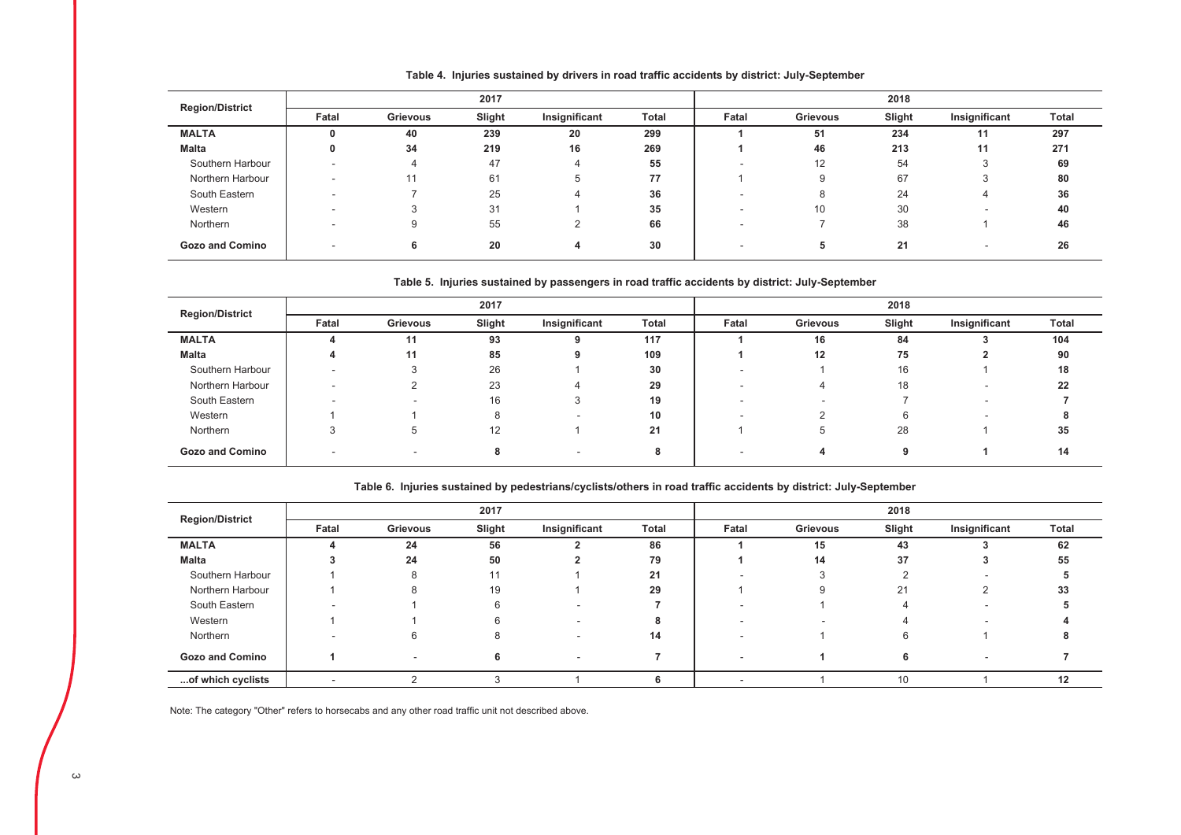**Table 4. Injuries sustained by drivers in road traffic accidents by district: July-September**

| Region/District | 2017 | | | | | 2018 | | | | |
|---|---|---|---|---|---|---|---|---|---|---|
| | Fatal | Grievous | Slight | Insignificant | Total | Fatal | Grievous | Slight | Insignificant | Total |
| **MALTA** | **0** | **40** | **239** | **20** | **299** | **1** | **51** | **234** | **11** | **297** |
| **Malta** | **0** | **34** | **219** | **16** | **269** | **1** | **46** | **213** | **11** | **271** |
| Southern Harbour | - | 4 | 47 | 4 | **55** | - | 12 | 54 | 3 | **69** |
| Northern Harbour | - | 11 | 61 | 5 | **77** | 1 | 9 | 67 | 3 | **80** |
| South Eastern | - | 7 | 25 | 4 | **36** | - | 8 | 24 | 4 | **36** |
| Western | - | 3 | 31 | 1 | **35** | - | 10 | 30 | - | **40** |
| Northern | - | 9 | 55 | 2 | **66** | - | 7 | 38 | 1 | **46** |
| **Gozo and Comino** | - | **6** | **20** | **4** | **30** | - | **5** | **21** | - | **26** |

**Table 5. Injuries sustained by passengers in road traffic accidents by district: July-September**

| Region/District | 2017 | | | | | 2018 | | | | |
|---|---|---|---|---|---|---|---|---|---|---|
| | Fatal | Grievous | Slight | Insignificant | Total | Fatal | Grievous | Slight | Insignificant | Total |
| **MALTA** | **4** | **11** | **93** | **9** | **117** | **1** | **16** | **84** | **3** | **104** |
| **Malta** | **4** | **11** | **85** | **9** | **109** | **1** | **12** | **75** | **2** | **90** |
| Southern Harbour | - | 3 | 26 | 1 | **30** | - | 1 | 16 | 1 | **18** |
| Northern Harbour | - | 2 | 23 | 4 | **29** | - | 4 | 18 | - | **22** |
| South Eastern | - | - | 16 | 3 | **19** | - | - | 7 | - | **7** |
| Western | 1 | 1 | 8 | - | **10** | - | 2 | 6 | - | **8** |
| Northern | 3 | 5 | 12 | 1 | **21** | 1 | 5 | 28 | 1 | **35** |
| **Gozo and Comino** | - | - | **8** | - | **8** | - | **4** | **9** | **1** | **14** |

**Table 6. Injuries sustained by pedestrians/cyclists/others in road traffic accidents by district: July-September**

| Region/District | 2017 | | | | | 2018 | | | | |
|---|---|---|---|---|---|---|---|---|---|---|
| | Fatal | Grievous | Slight | Insignificant | Total | Fatal | Grievous | Slight | Insignificant | Total |
| **MALTA** | **4** | **24** | **56** | **2** | **86** | **1** | **15** | **43** | **3** | **62** |
| **Malta** | **3** | **24** | **50** | **2** | **79** | **1** | **14** | **37** | **3** | **55** |
| Southern Harbour | 1 | 8 | 11 | 1 | **21** | - | 3 | 2 | - | **5** |
| Northern Harbour | 1 | 8 | 19 | 1 | **29** | 1 | 9 | 21 | 2 | **33** |
| South Eastern | - | 1 | 6 | - | **7** | - | 1 | 4 | - | **5** |
| Western | 1 | 1 | 6 | - | **8** | - | - | 4 | - | **4** |
| Northern | - | 6 | 8 | - | **14** | - | 1 | 6 | 1 | **8** |
| **Gozo and Comino** | **1** | - | **6** | - | **7** | - | **1** | **6** | - | **7** |
| **...of which cyclists** | - | 2 | 3 | 1 | **6** | - | 1 | 10 | 1 | **12** |

Note: The category "Other" refers to horsecabs and any other road traffic unit not described above.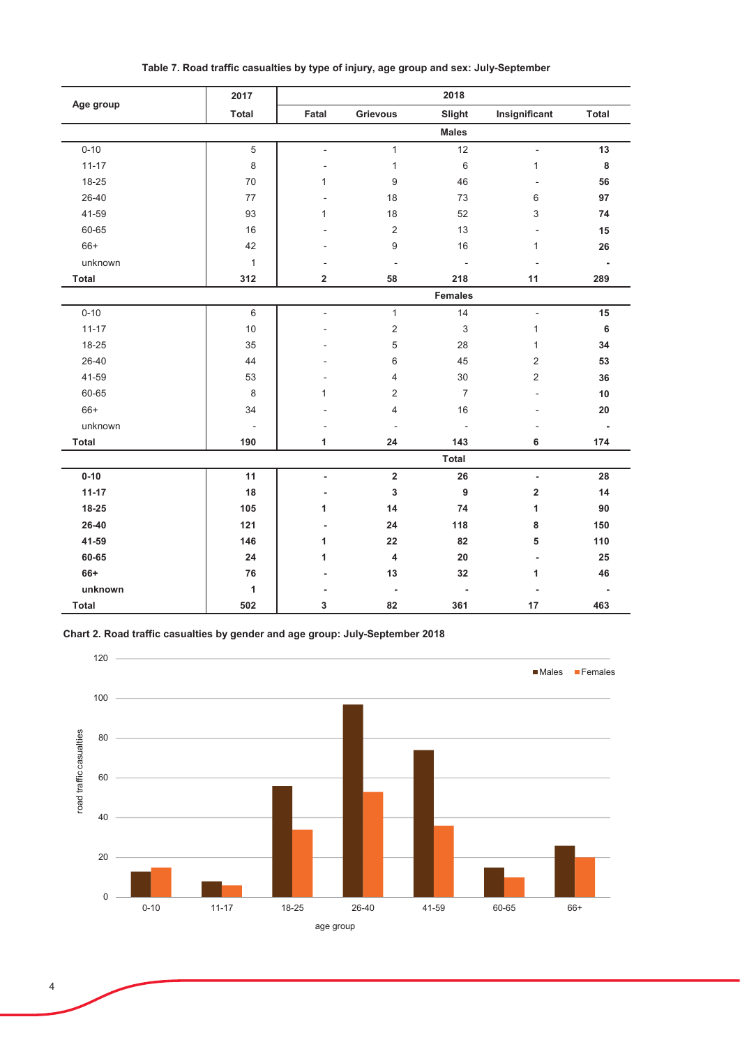**Table 7. Road traffic casualties by type of injury, age group and sex: July-September**

| Age group | 2017 | 2018 | | | | |
|---|---|---|---|---|---|---|
| | Total | Fatal | Grievous | Slight | Insignificant | Total |
| **Males** | | | | | | |
| 0-10 | 5 | - | 1 | 12 | - | **13** |
| 11-17 | 8 | - | 1 | 6 | 1 | **8** |
| 18-25 | 70 | 1 | 9 | 46 | - | **56** |
| 26-40 | 77 | - | 18 | 73 | 6 | **97** |
| 41-59 | 93 | 1 | 18 | 52 | 3 | **74** |
| 60-65 | 16 | - | 2 | 13 | - | **15** |
| 66+ | 42 | - | 9 | 16 | 1 | **26** |
| unknown | 1 | - | - | - | - | **-** |
| **Total** | **312** | **2** | **58** | **218** | **11** | **289** |
| **Females** | | | | | | |
| 0-10 | 6 | - | 1 | 14 | - | **15** |
| 11-17 | 10 | - | 2 | 3 | 1 | **6** |
| 18-25 | 35 | - | 5 | 28 | 1 | **34** |
| 26-40 | 44 | - | 6 | 45 | 2 | **53** |
| 41-59 | 53 | - | 4 | 30 | 2 | **36** |
| 60-65 | 8 | 1 | 2 | 7 | - | **10** |
| 66+ | 34 | - | 4 | 16 | - | **20** |
| unknown | - | - | - | - | - | **-** |
| **Total** | **190** | **1** | **24** | **143** | **6** | **174** |
| **Total** | | | | | | |
| **0-10** | **11** | **-** | **2** | **26** | **-** | **28** |
| **11-17** | **18** | **-** | **3** | **9** | **2** | **14** |
| **18-25** | **105** | **1** | **14** | **74** | **1** | **90** |
| **26-40** | **121** | **-** | **24** | **118** | **8** | **150** |
| **41-59** | **146** | **1** | **22** | **82** | **5** | **110** |
| **60-65** | **24** | **1** | **4** | **20** | **-** | **25** |
| **66+** | **76** | **-** | **13** | **32** | **1** | **46** |
| **unknown** | **1** | **-** | **-** | **-** | **-** | **-** |
| **Total** | **502** | **3** | **82** | **361** | **17** | **463** |

**Chart 2. Road traffic casualties by gender and age group: July-September 2018**

| age group | Males | Females |
|---|---|---|
| 0-10 | 13 | 15 |
| 11-17 | 8 | 6 |
| 18-25 | 56 | 34 |
| 26-40 | 97 | 53 |
| 41-59 | 74 | 36 |
| 60-65 | 15 | 10 |
| 66+ | 26 | 20 |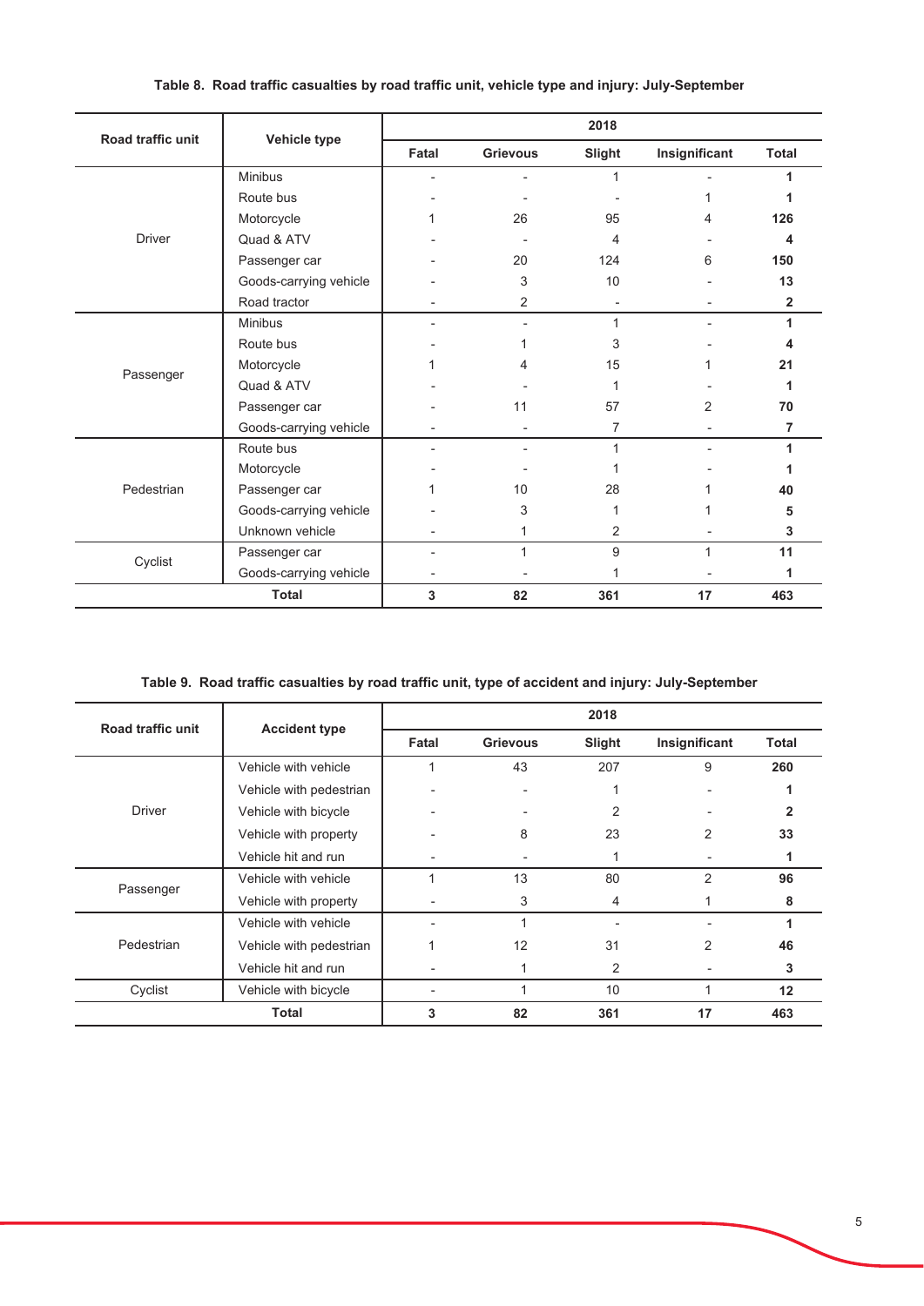**Table 8. Road traffic casualties by road traffic unit, vehicle type and injury: July-September**

| Road traffic unit | Vehicle type | 2018 | | | | |
|---|---|---|---|---|---|---|
| | | Fatal | Grievous | Slight | Insignificant | Total |
| Driver | Minibus | - | - | 1 | - | **1** |
| | Route bus | - | - | - | 1 | **1** |
| | Motorcycle | 1 | 26 | 95 | 4 | **126** |
| | Quad & ATV | - | - | 4 | - | **4** |
| | Passenger car | - | 20 | 124 | 6 | **150** |
| | Goods-carrying vehicle | - | 3 | 10 | - | **13** |
| | Road tractor | - | 2 | - | - | **2** |
| Passenger | Minibus | - | - | 1 | - | **1** |
| | Route bus | - | 1 | 3 | - | **4** |
| | Motorcycle | 1 | 4 | 15 | 1 | **21** |
| | Quad & ATV | - | - | 1 | - | **1** |
| | Passenger car | - | 11 | 57 | 2 | **70** |
| | Goods-carrying vehicle | - | - | 7 | - | **7** |
| Pedestrian | Route bus | - | - | 1 | - | **1** |
| | Motorcycle | - | - | 1 | - | **1** |
| | Passenger car | 1 | 10 | 28 | 1 | **40** |
| | Goods-carrying vehicle | - | 3 | 1 | 1 | **5** |
| | Unknown vehicle | - | 1 | 2 | - | **3** |
| Cyclist | Passenger car | - | 1 | 9 | 1 | **11** |
| | Goods-carrying vehicle | - | - | 1 | - | **1** |
| **Total** | | **3** | **82** | **361** | **17** | **463** |

**Table 9. Road traffic casualties by road traffic unit, type of accident and injury: July-September**

| Road traffic unit | Accident type | 2018 | | | | |
|---|---|---|---|---|---|---|
| | | Fatal | Grievous | Slight | Insignificant | Total |
| Driver | Vehicle with vehicle | 1 | 43 | 207 | 9 | **260** |
| | Vehicle with pedestrian | - | - | 1 | - | **1** |
| | Vehicle with bicycle | - | - | 2 | - | **2** |
| | Vehicle with property | - | 8 | 23 | 2 | **33** |
| | Vehicle hit and run | - | - | 1 | - | **1** |
| Passenger | Vehicle with vehicle | 1 | 13 | 80 | 2 | **96** |
| | Vehicle with property | - | 3 | 4 | 1 | **8** |
| Pedestrian | Vehicle with vehicle | - | 1 | - | - | **1** |
| | Vehicle with pedestrian | 1 | 12 | 31 | 2 | **46** |
| | Vehicle hit and run | - | 1 | 2 | - | **3** |
| Cyclist | Vehicle with bicycle | - | 1 | 10 | 1 | **12** |
| **Total** | | **3** | **82** | **361** | **17** | **463** |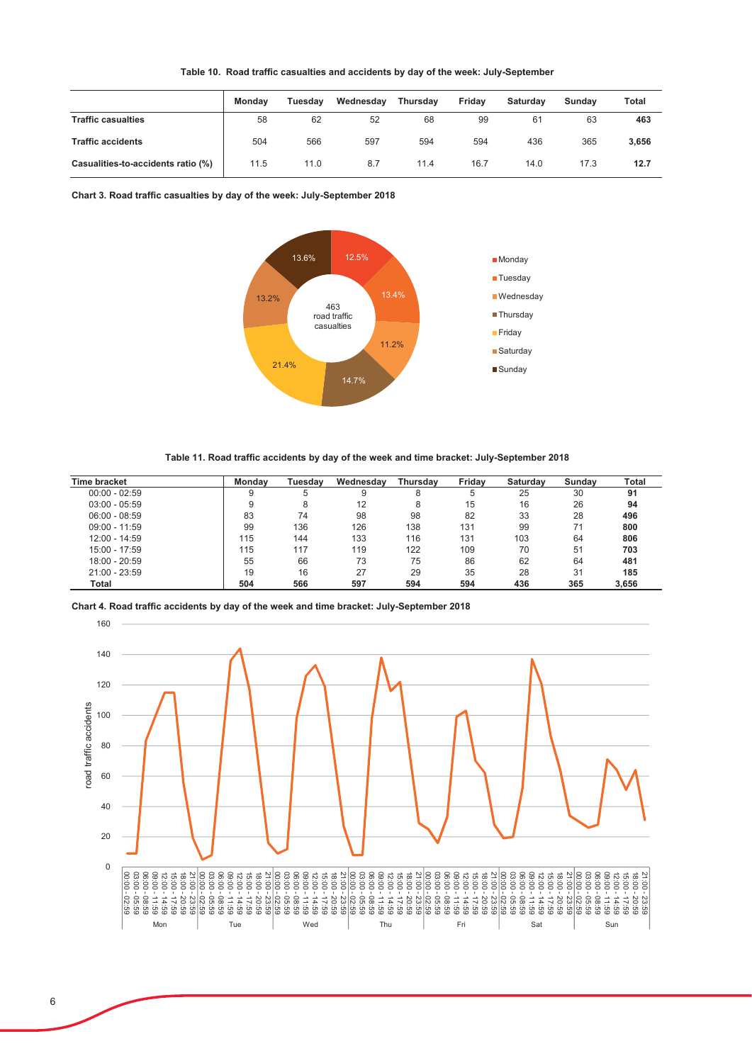**Table 10. Road traffic casualties and accidents by day of the week: July-September**

| | Monday | Tuesday | Wednesday | Thursday | Friday | Saturday | Sunday | Total |
|---|---|---|---|---|---|---|---|---|
| **Traffic casualties** | 58 | 62 | 52 | 68 | 99 | 61 | 63 | **463** |
| **Traffic accidents** | 504 | 566 | 597 | 594 | 594 | 436 | 365 | **3,656** |
| **Casualities-to-accidents ratio (%)** | 11.5 | 11.0 | 8.7 | 11.4 | 16.7 | 14.0 | 17.3 | **12.7** |

**Chart 3. Road traffic casualties by day of the week: July-September 2018**

463 road traffic casualties

Monday 12.5%, Tuesday 13.4%, Wednesday 11.2%, Thursday 14.7%, Friday 21.4%, Saturday 13.2%, Sunday 13.6%

**Table 11. Road traffic accidents by day of the week and time bracket: July-September 2018**

| Time bracket | Monday | Tuesday | Wednesday | Thursday | Friday | Saturday | Sunday | Total |
|---|---|---|---|---|---|---|---|---|
| 00:00 - 02:59 | 9 | 5 | 9 | 8 | 5 | 25 | 30 | **91** |
| 03:00 - 05:59 | 9 | 8 | 12 | 8 | 15 | 16 | 26 | **94** |
| 06:00 - 08:59 | 83 | 74 | 98 | 98 | 82 | 33 | 28 | **496** |
| 09:00 - 11:59 | 99 | 136 | 126 | 138 | 131 | 99 | 71 | **800** |
| 12:00 - 14:59 | 115 | 144 | 133 | 116 | 131 | 103 | 64 | **806** |
| 15:00 - 17:59 | 115 | 117 | 119 | 122 | 109 | 70 | 51 | **703** |
| 18:00 - 20:59 | 55 | 66 | 73 | 75 | 86 | 62 | 64 | **481** |
| 21:00 - 23:59 | 19 | 16 | 27 | 29 | 35 | 28 | 31 | **185** |
| **Total** | **504** | **566** | **597** | **594** | **594** | **436** | **365** | **3,656** |

**Chart 4. Road traffic accidents by day of the week and time bracket: July-September 2018**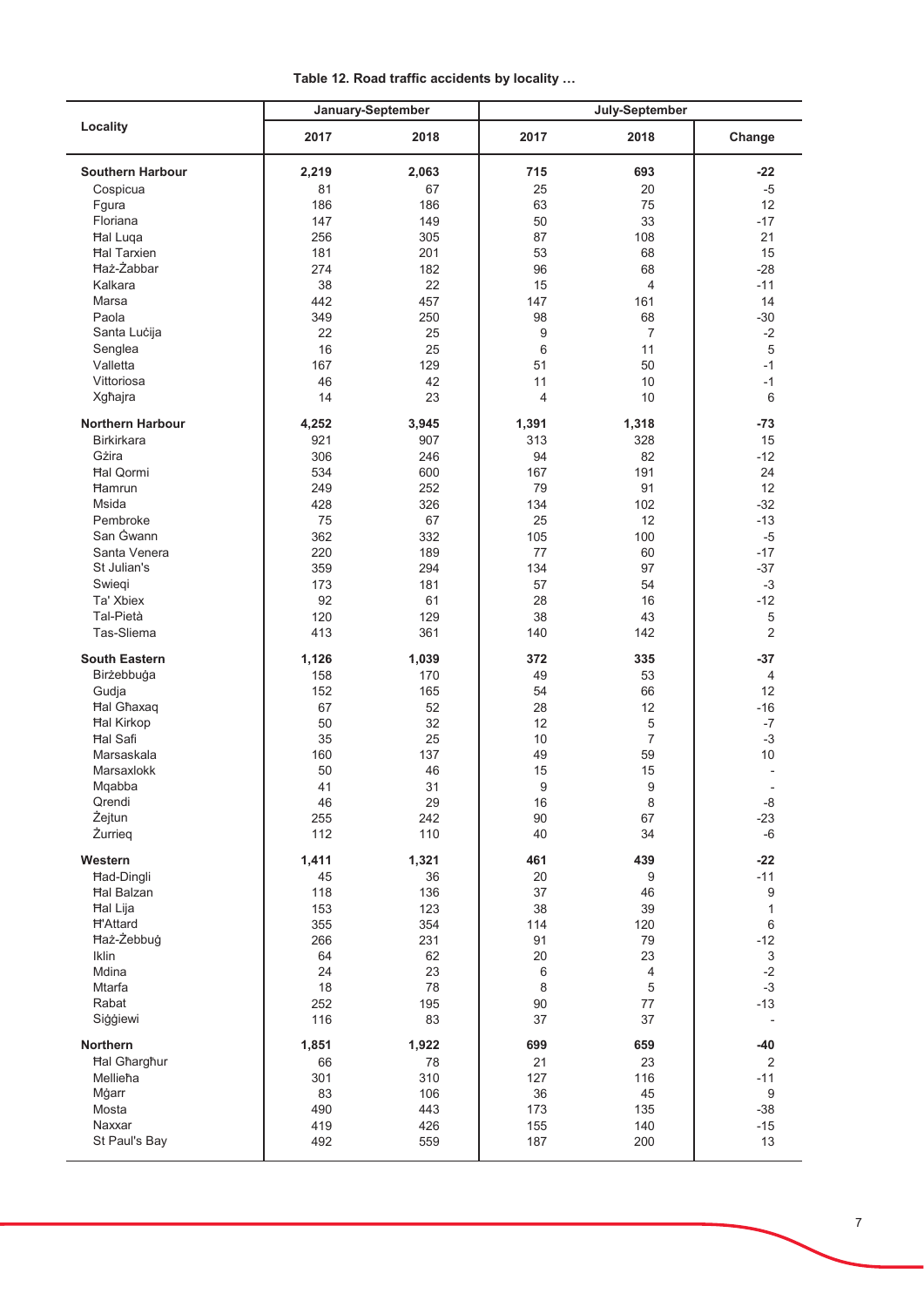**Table 12. Road traffic accidents by locality …**

| Locality | January-September | | July-September | | |
|---|---|---|---|---|---|
| | 2017 | 2018 | 2017 | 2018 | Change |
| **Southern Harbour** | **2,219** | **2,063** | **715** | **693** | **-22** |
| Cospicua | 81 | 67 | 25 | 20 | -5 |
| Fgura | 186 | 186 | 63 | 75 | 12 |
| Floriana | 147 | 149 | 50 | 33 | -17 |
| Ħal Luqa | 256 | 305 | 87 | 108 | 21 |
| Ħal Tarxien | 181 | 201 | 53 | 68 | 15 |
| Ħaż-Żabbar | 274 | 182 | 96 | 68 | -28 |
| Kalkara | 38 | 22 | 15 | 4 | -11 |
| Marsa | 442 | 457 | 147 | 161 | 14 |
| Paola | 349 | 250 | 98 | 68 | -30 |
| Santa Luċija | 22 | 25 | 9 | 7 | -2 |
| Senglea | 16 | 25 | 6 | 11 | 5 |
| Valletta | 167 | 129 | 51 | 50 | -1 |
| Vittoriosa | 46 | 42 | 11 | 10 | -1 |
| Xgħajra | 14 | 23 | 4 | 10 | 6 |
| **Northern Harbour** | **4,252** | **3,945** | **1,391** | **1,318** | **-73** |
| Birkirkara | 921 | 907 | 313 | 328 | 15 |
| Gżira | 306 | 246 | 94 | 82 | -12 |
| Ħal Qormi | 534 | 600 | 167 | 191 | 24 |
| Ħamrun | 249 | 252 | 79 | 91 | 12 |
| Msida | 428 | 326 | 134 | 102 | -32 |
| Pembroke | 75 | 67 | 25 | 12 | -13 |
| San Ġwann | 362 | 332 | 105 | 100 | -5 |
| Santa Venera | 220 | 189 | 77 | 60 | -17 |
| St Julian's | 359 | 294 | 134 | 97 | -37 |
| Swieqi | 173 | 181 | 57 | 54 | -3 |
| Ta' Xbiex | 92 | 61 | 28 | 16 | -12 |
| Tal-Pietà | 120 | 129 | 38 | 43 | 5 |
| Tas-Sliema | 413 | 361 | 140 | 142 | 2 |
| **South Eastern** | **1,126** | **1,039** | **372** | **335** | **-37** |
| Birżebbuġa | 158 | 170 | 49 | 53 | 4 |
| Gudja | 152 | 165 | 54 | 66 | 12 |
| Ħal Għaxaq | 67 | 52 | 28 | 12 | -16 |
| Ħal Kirkop | 50 | 32 | 12 | 5 | -7 |
| Ħal Safi | 35 | 25 | 10 | 7 | -3 |
| Marsaskala | 160 | 137 | 49 | 59 | 10 |
| Marsaxlokk | 50 | 46 | 15 | 15 | - |
| Mqabba | 41 | 31 | 9 | 9 | - |
| Qrendi | 46 | 29 | 16 | 8 | -8 |
| Żejtun | 255 | 242 | 90 | 67 | -23 |
| Żurrieq | 112 | 110 | 40 | 34 | -6 |
| **Western** | **1,411** | **1,321** | **461** | **439** | **-22** |
| Ħad-Dingli | 45 | 36 | 20 | 9 | -11 |
| Ħal Balzan | 118 | 136 | 37 | 46 | 9 |
| Ħal Lija | 153 | 123 | 38 | 39 | 1 |
| Ħ'Attard | 355 | 354 | 114 | 120 | 6 |
| Ħaż-Żebbuġ | 266 | 231 | 91 | 79 | -12 |
| Iklin | 64 | 62 | 20 | 23 | 3 |
| Mdina | 24 | 23 | 6 | 4 | -2 |
| Mtarfa | 18 | 78 | 8 | 5 | -3 |
| Rabat | 252 | 195 | 90 | 77 | -13 |
| Siġġiewi | 116 | 83 | 37 | 37 | - |
| **Northern** | **1,851** | **1,922** | **699** | **659** | **-40** |
| Ħal Għargħur | 66 | 78 | 21 | 23 | 2 |
| Mellieħa | 301 | 310 | 127 | 116 | -11 |
| Mġarr | 83 | 106 | 36 | 45 | 9 |
| Mosta | 490 | 443 | 173 | 135 | -38 |
| Naxxar | 419 | 426 | 155 | 140 | -15 |
| St Paul's Bay | 492 | 559 | 187 | 200 | 13 |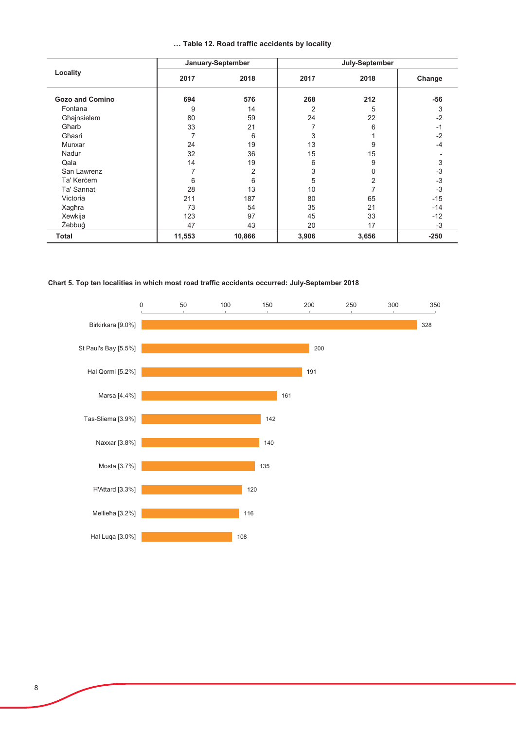**… Table 12. Road traffic accidents by locality**

| Locality | January-September | | July-September | | |
|---|---|---|---|---|---|
| | 2017 | 2018 | 2017 | 2018 | Change |
| **Gozo and Comino** | **694** | **576** | **268** | **212** | **-56** |
| Fontana | 9 | 14 | 2 | 5 | 3 |
| Għajnsielem | 80 | 59 | 24 | 22 | -2 |
| Għarb | 33 | 21 | 7 | 6 | -1 |
| Għasri | 7 | 6 | 3 | 1 | -2 |
| Munxar | 24 | 19 | 13 | 9 | -4 |
| Nadur | 32 | 36 | 15 | 15 | - |
| Qala | 14 | 19 | 6 | 9 | 3 |
| San Lawrenz | 7 | 2 | 3 | 0 | -3 |
| Ta' Kerċem | 6 | 6 | 5 | 2 | -3 |
| Ta' Sannat | 28 | 13 | 10 | 7 | -3 |
| Victoria | 211 | 187 | 80 | 65 | -15 |
| Xagħra | 73 | 54 | 35 | 21 | -14 |
| Xewkija | 123 | 97 | 45 | 33 | -12 |
| Żebbuġ | 47 | 43 | 20 | 17 | -3 |
| **Total** | **11,553** | **10,866** | **3,906** | **3,656** | **-250** |

**Chart 5. Top ten localities in which most road traffic accidents occurred: July-September 2018**

| Locality | Accidents |
|---|---|
| Birkirkara [9.0%] | 328 |
| St Paul's Bay [5.5%] | 200 |
| Ħal Qormi [5.2%] | 191 |
| Marsa [4.4%] | 161 |
| Tas-Sliema [3.9%] | 142 |
| Naxxar [3.8%] | 140 |
| Mosta [3.7%] | 135 |
| Ħ'Attard [3.3%] | 120 |
| Mellieħa [3.2%] | 116 |
| Ħal Luqa [3.0%] | 108 |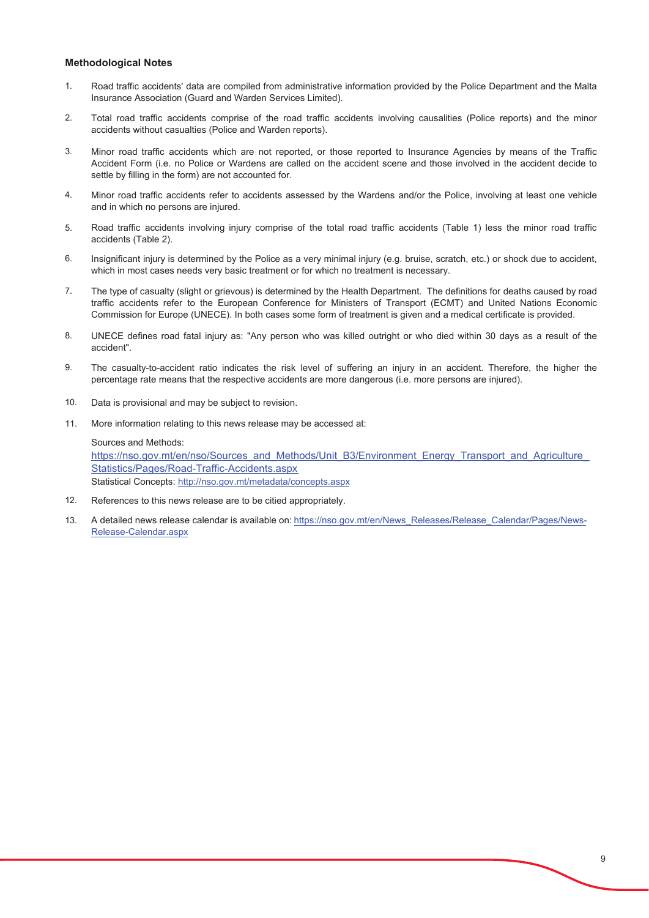## Methodological Notes

1. Road traffic accidents' data are compiled from administrative information provided by the Police Department and the Malta Insurance Association (Guard and Warden Services Limited).

2. Total road traffic accidents comprise of the road traffic accidents involving causalities (Police reports) and the minor accidents without casualties (Police and Warden reports).

3. Minor road traffic accidents which are not reported, or those reported to Insurance Agencies by means of the Traffic Accident Form (i.e. no Police or Wardens are called on the accident scene and those involved in the accident decide to settle by filling in the form) are not accounted for.

4. Minor road traffic accidents refer to accidents assessed by the Wardens and/or the Police, involving at least one vehicle and in which no persons are injured.

5. Road traffic accidents involving injury comprise of the total road traffic accidents (Table 1) less the minor road traffic accidents (Table 2).

6. Insignificant injury is determined by the Police as a very minimal injury (e.g. bruise, scratch, etc.) or shock due to accident, which in most cases needs very basic treatment or for which no treatment is necessary.

7. The type of casualty (slight or grievous) is determined by the Health Department. The definitions for deaths caused by road traffic accidents refer to the European Conference for Ministers of Transport (ECMT) and United Nations Economic Commission for Europe (UNECE). In both cases some form of treatment is given and a medical certificate is provided.

8. UNECE defines road fatal injury as: "Any person who was killed outright or who died within 30 days as a result of the accident".

9. The casualty-to-accident ratio indicates the risk level of suffering an injury in an accident. Therefore, the higher the percentage rate means that the respective accidents are more dangerous (i.e. more persons are injured).

10. Data is provisional and may be subject to revision.

11. More information relating to this news release may be accessed at:

    Sources and Methods:
    https://nso.gov.mt/en/nso/Sources_and_Methods/Unit_B3/Environment_Energy_Transport_and_Agriculture_Statistics/Pages/Road-Traffic-Accidents.aspx
    Statistical Concepts: http://nso.gov.mt/metadata/concepts.aspx

12. References to this news release are to be citied appropriately.

13. A detailed news release calendar is available on: https://nso.gov.mt/en/News_Releases/Release_Calendar/Pages/News-Release-Calendar.aspx